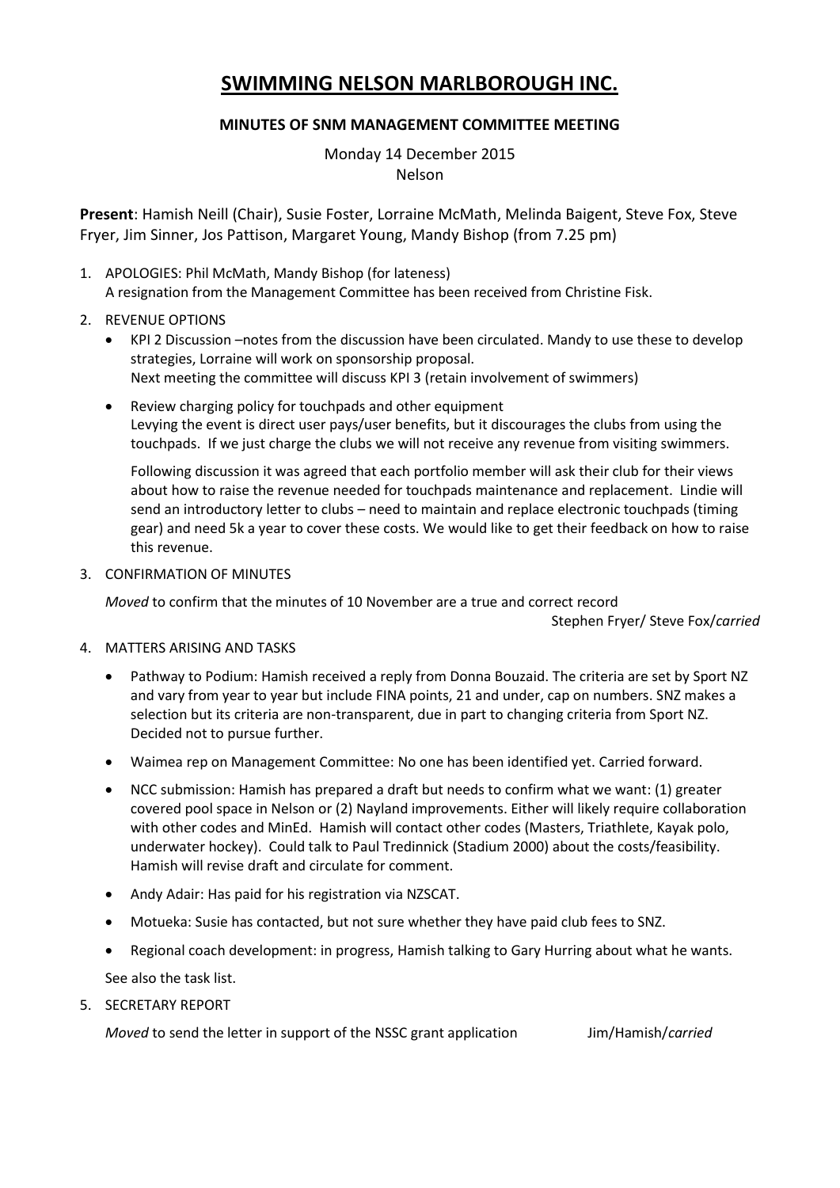# SWIMMING NELSON MARLBOROUGH INC.

### MINUTES OF SNM MANAGEMENT COMMITTEE MEETING

Monday 14 December 2015
Nelson

**Present**: Hamish Neill (Chair), Susie Foster, Lorraine McMath, Melinda Baigent, Steve Fox, Steve Fryer, Jim Sinner, Jos Pattison, Margaret Young, Mandy Bishop (from 7.25 pm)

1. APOLOGIES: Phil McMath, Mandy Bishop (for lateness)
   A resignation from the Management Committee has been received from Christine Fisk.

2. REVENUE OPTIONS
   - KPI 2 Discussion –notes from the discussion have been circulated. Mandy to use these to develop strategies, Lorraine will work on sponsorship proposal.
     Next meeting the committee will discuss KPI 3 (retain involvement of swimmers)
   - Review charging policy for touchpads and other equipment
     Levying the event is direct user pays/user benefits, but it discourages the clubs from using the touchpads. If we just charge the clubs we will not receive any revenue from visiting swimmers.

     Following discussion it was agreed that each portfolio member will ask their club for their views about how to raise the revenue needed for touchpads maintenance and replacement. Lindie will send an introductory letter to clubs – need to maintain and replace electronic touchpads (timing gear) and need 5k a year to cover these costs. We would like to get their feedback on how to raise this revenue.

3. CONFIRMATION OF MINUTES

   *Moved* to confirm that the minutes of 10 November are a true and correct record
   Stephen Fryer/ Steve Fox/*carried*

4. MATTERS ARISING AND TASKS

   - Pathway to Podium: Hamish received a reply from Donna Bouzaid. The criteria are set by Sport NZ and vary from year to year but include FINA points, 21 and under, cap on numbers. SNZ makes a selection but its criteria are non-transparent, due in part to changing criteria from Sport NZ. Decided not to pursue further.
   - Waimea rep on Management Committee: No one has been identified yet. Carried forward.
   - NCC submission: Hamish has prepared a draft but needs to confirm what we want: (1) greater covered pool space in Nelson or (2) Nayland improvements. Either will likely require collaboration with other codes and MinEd. Hamish will contact other codes (Masters, Triathlete, Kayak polo, underwater hockey). Could talk to Paul Tredinnick (Stadium 2000) about the costs/feasibility. Hamish will revise draft and circulate for comment.
   - Andy Adair: Has paid for his registration via NZSCAT.
   - Motueka: Susie has contacted, but not sure whether they have paid club fees to SNZ.
   - Regional coach development: in progress, Hamish talking to Gary Hurring about what he wants.

   See also the task list.

5. SECRETARY REPORT

   *Moved* to send the letter in support of the NSSC grant application Jim/Hamish/*carried*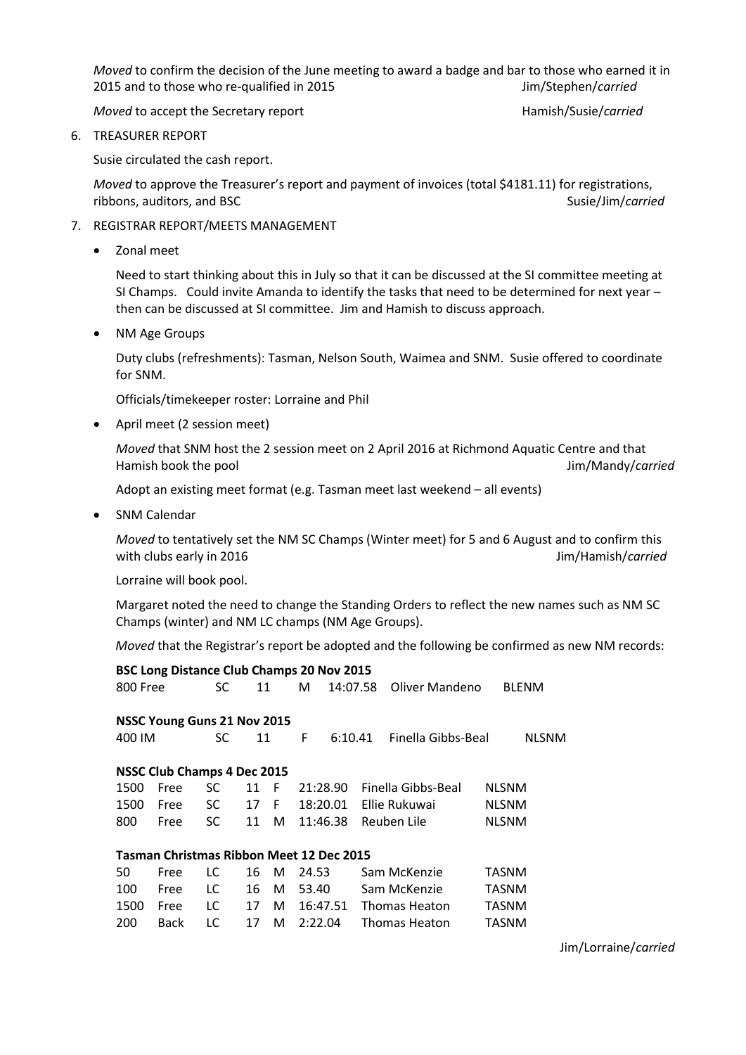*Moved* to confirm the decision of the June meeting to award a badge and bar to those who earned it in 2015 and to those who re-qualified in 2015 Jim/Stephen/*carried*

*Moved* to accept the Secretary report Hamish/Susie/*carried*

6. TREASURER REPORT

   Susie circulated the cash report.

   *Moved* to approve the Treasurer's report and payment of invoices (total $4181.11) for registrations, ribbons, auditors, and BSC Susie/Jim/*carried*

7. REGISTRAR REPORT/MEETS MANAGEMENT

   - Zonal meet

     Need to start thinking about this in July so that it can be discussed at the SI committee meeting at SI Champs. Could invite Amanda to identify the tasks that need to be determined for next year – then can be discussed at SI committee. Jim and Hamish to discuss approach.

   - NM Age Groups

     Duty clubs (refreshments): Tasman, Nelson South, Waimea and SNM. Susie offered to coordinate for SNM.

     Officials/timekeeper roster: Lorraine and Phil

   - April meet (2 session meet)

     *Moved* that SNM host the 2 session meet on 2 April 2016 at Richmond Aquatic Centre and that Hamish book the pool Jim/Mandy/*carried*

     Adopt an existing meet format (e.g. Tasman meet last weekend – all events)

   - SNM Calendar

     *Moved* to tentatively set the NM SC Champs (Winter meet) for 5 and 6 August and to confirm this with clubs early in 2016 Jim/Hamish/*carried*

     Lorraine will book pool.

     Margaret noted the need to change the Standing Orders to reflect the new names such as NM SC Champs (winter) and NM LC champs (NM Age Groups).

     *Moved* that the Registrar's report be adopted and the following be confirmed as new NM records:

**BSC Long Distance Club Champs 20 Nov 2015**

| Event | Course | Age | Sex | Time | Name | Club |
|---|---|---|---|---|---|---|
| 800 Free | SC | 11 | M | 14:07.58 | Oliver Mandeno | BLENM |

**NSSC Young Guns 21 Nov 2015**

| Event | Course | Age | Sex | Time | Name | Club |
|---|---|---|---|---|---|---|
| 400 IM | SC | 11 | F | 6:10.41 | Finella Gibbs-Beal | NLSNM |

**NSSC Club Champs 4 Dec 2015**

| Distance | Stroke | Course | Age | Sex | Time | Name | Club |
|---|---|---|---|---|---|---|---|
| 1500 | Free | SC | 11 | F | 21:28.90 | Finella Gibbs-Beal | NLSNM |
| 1500 | Free | SC | 17 | F | 18:20.01 | Ellie Rukuwai | NLSNM |
| 800 | Free | SC | 11 | M | 11:46.38 | Reuben Lile | NLSNM |

**Tasman Christmas Ribbon Meet 12 Dec 2015**

| Distance | Stroke | Course | Age | Sex | Time | Name | Club |
|---|---|---|---|---|---|---|---|
| 50 | Free | LC | 16 | M | 24.53 | Sam McKenzie | TASNM |
| 100 | Free | LC | 16 | M | 53.40 | Sam McKenzie | TASNM |
| 1500 | Free | LC | 17 | M | 16:47.51 | Thomas Heaton | TASNM |
| 200 | Back | LC | 17 | M | 2:22.04 | Thomas Heaton | TASNM |

Jim/Lorraine/*carried*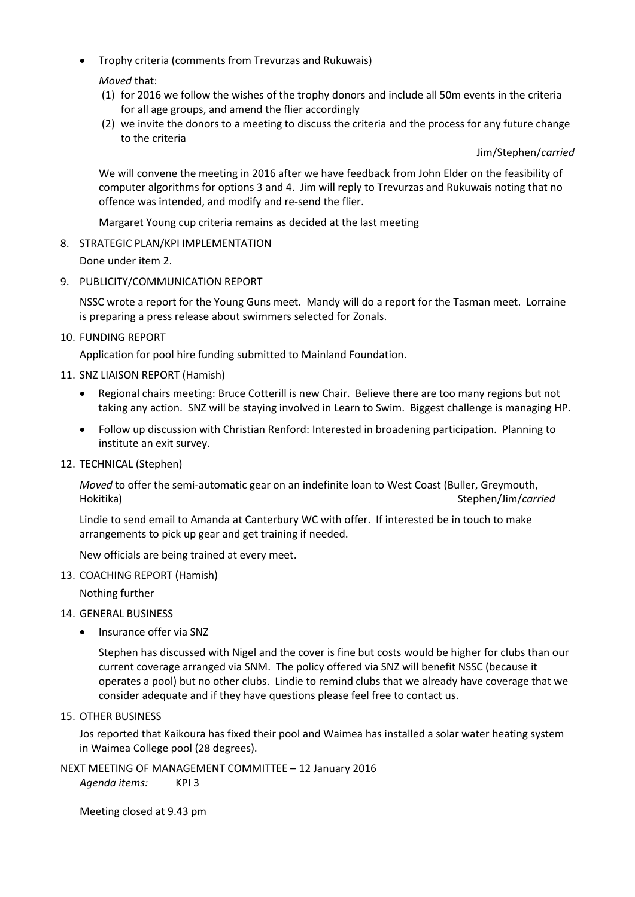- Trophy criteria (comments from Trevurzas and Rukuwais)

  *Moved* that:

  (1) for 2016 we follow the wishes of the trophy donors and include all 50m events in the criteria for all age groups, and amend the flier accordingly

  (2) we invite the donors to a meeting to discuss the criteria and the process for any future change to the criteria

  Jim/Stephen/*carried*

  We will convene the meeting in 2016 after we have feedback from John Elder on the feasibility of computer algorithms for options 3 and 4. Jim will reply to Trevurzas and Rukuwais noting that no offence was intended, and modify and re-send the flier.

  Margaret Young cup criteria remains as decided at the last meeting

8. STRATEGIC PLAN/KPI IMPLEMENTATION

   Done under item 2.

9. PUBLICITY/COMMUNICATION REPORT

   NSSC wrote a report for the Young Guns meet. Mandy will do a report for the Tasman meet. Lorraine is preparing a press release about swimmers selected for Zonals.

10. FUNDING REPORT

    Application for pool hire funding submitted to Mainland Foundation.

11. SNZ LIAISON REPORT (Hamish)

    - Regional chairs meeting: Bruce Cotterill is new Chair. Believe there are too many regions but not taking any action. SNZ will be staying involved in Learn to Swim. Biggest challenge is managing HP.
    - Follow up discussion with Christian Renford: Interested in broadening participation. Planning to institute an exit survey.

12. TECHNICAL (Stephen)

    *Moved* to offer the semi-automatic gear on an indefinite loan to West Coast (Buller, Greymouth, Hokitika) Stephen/Jim/*carried*

    Lindie to send email to Amanda at Canterbury WC with offer. If interested be in touch to make arrangements to pick up gear and get training if needed.

    New officials are being trained at every meet.

13. COACHING REPORT (Hamish)

    Nothing further

14. GENERAL BUSINESS

    - Insurance offer via SNZ

      Stephen has discussed with Nigel and the cover is fine but costs would be higher for clubs than our current coverage arranged via SNM. The policy offered via SNZ will benefit NSSC (because it operates a pool) but no other clubs. Lindie to remind clubs that we already have coverage that we consider adequate and if they have questions please feel free to contact us.

15. OTHER BUSINESS

    Jos reported that Kaikoura has fixed their pool and Waimea has installed a solar water heating system in Waimea College pool (28 degrees).

NEXT MEETING OF MANAGEMENT COMMITTEE – 12 January 2016

*Agenda items:* KPI 3

Meeting closed at 9.43 pm